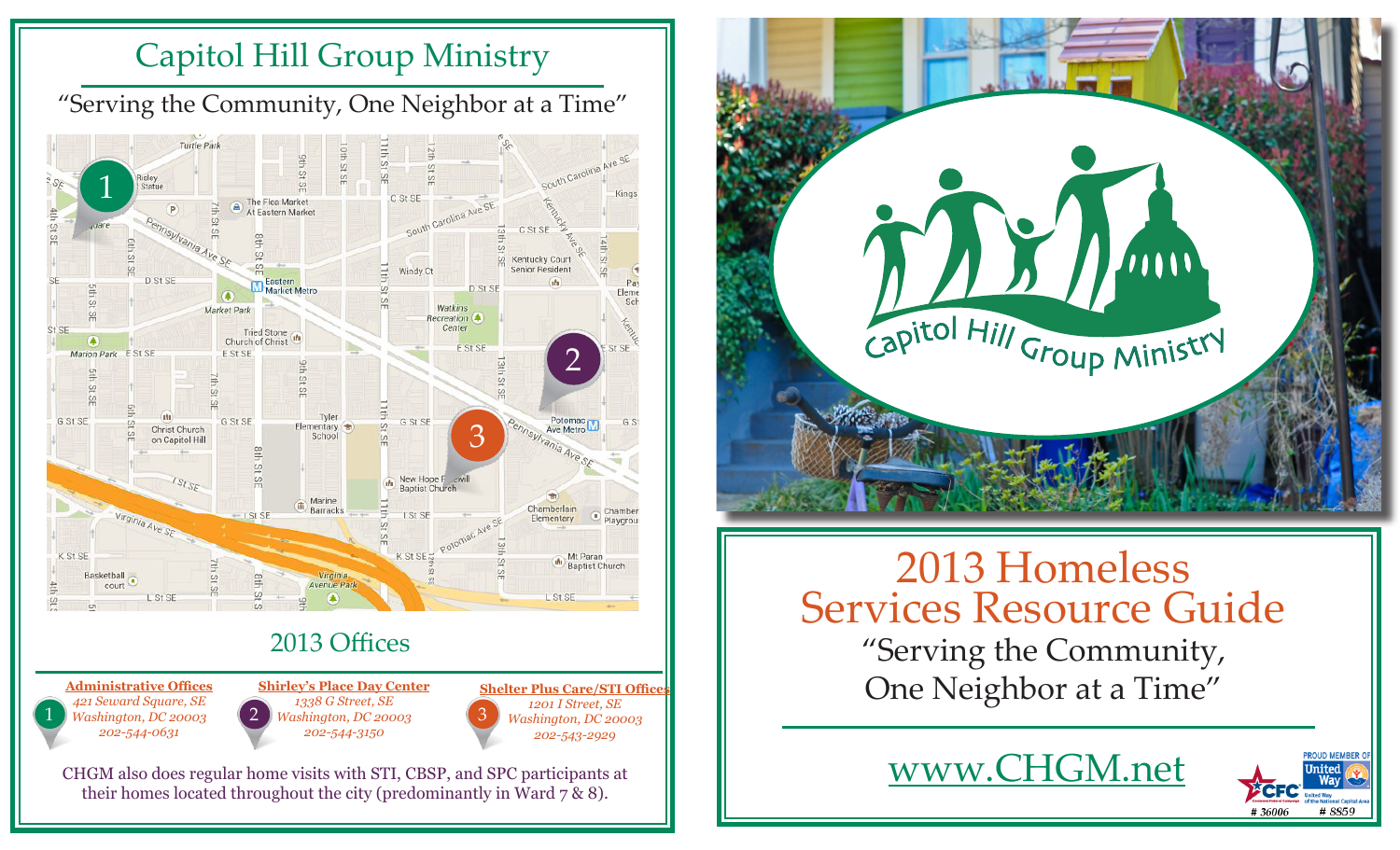# Capitol Hill Group Ministry

"Serving the Community, One Neighbor at a Time"

## 2013 Offices

**1 — Administrative Offices**
*421 Seward Square, SE*
*Washington, DC 20003*
*202-544-0631*

**2 — Shirley's Place Day Center**
*1338 G Street, SE*
*Washington, DC 20003*
*202-544-3150*

**3 — Shelter Plus Care/STI Offices**
*1201 I Street, SE*
*Washington, DC 20003*
*202-543-2929*

CHGM also does regular home visits with STI, CBSP, and SPC participants at their homes located throughout the city (predominantly in Ward 7 & 8).

Capitol Hill Group Ministry

# 2013 Homeless Services Resource Guide

"Serving the Community, One Neighbor at a Time"

www.CHGM.net

PROUD MEMBER OF CFC # 36006 United Way of the National Capital Area # 8859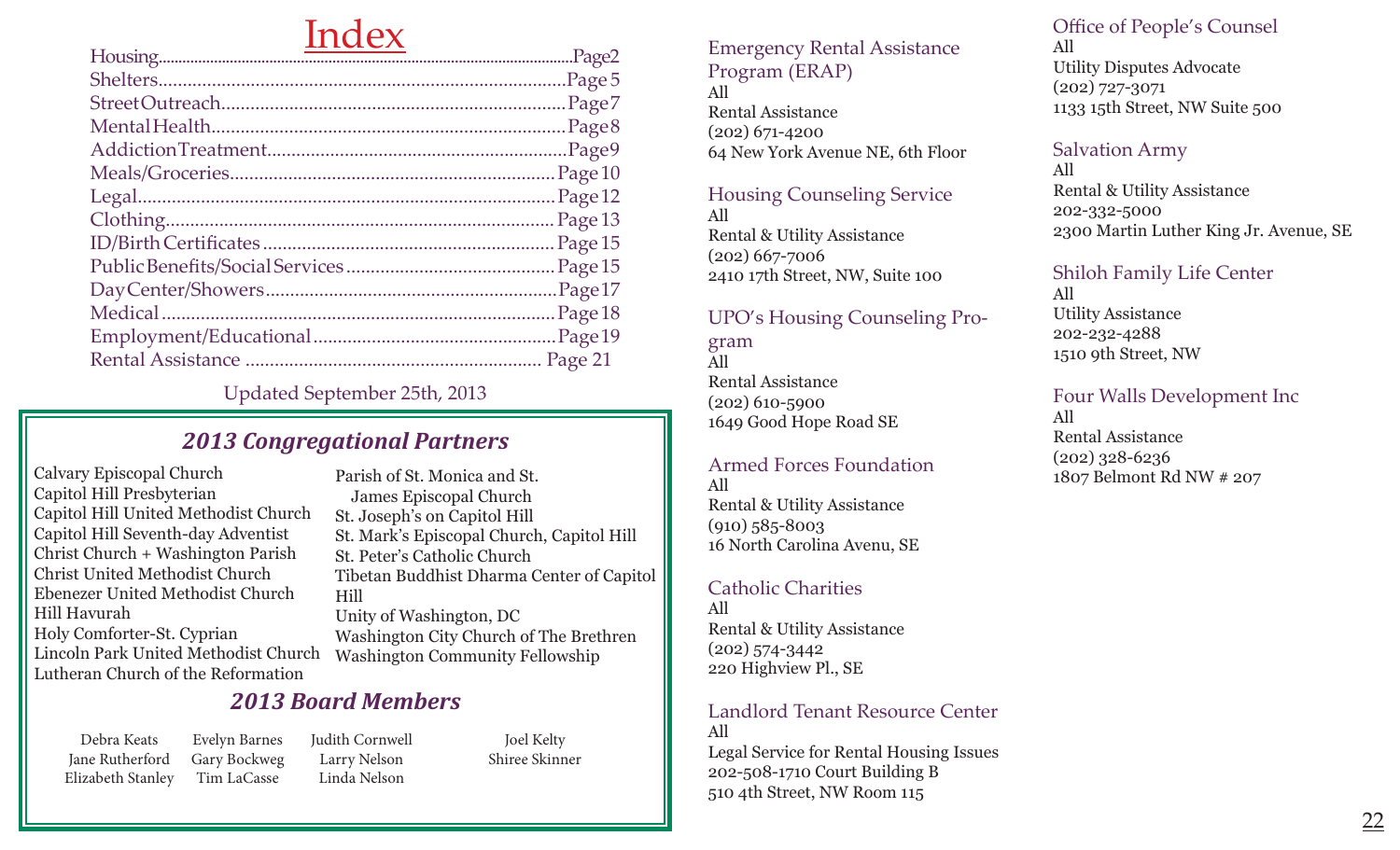# Index

| | |
|---|---|
| Housing | Page 2 |
| Shelters | Page 5 |
| Street Outreach | Page 7 |
| Mental Health | Page 8 |
| Addiction Treatment | Page 9 |
| Meals/Groceries | Page 10 |
| Legal | Page 12 |
| Clothing | Page 13 |
| ID/Birth Certificates | Page 15 |
| Public Benefits/Social Services | Page 15 |
| Day Center/Showers | Page 17 |
| Medical | Page 18 |
| Employment/Educational | Page 19 |
| Rental Assistance | Page 21 |

Updated September 25th, 2013

## *2013 Congregational Partners*

Calvary Episcopal Church
Capitol Hill Presbyterian
Capitol Hill United Methodist Church
Capitol Hill Seventh-day Adventist
Christ Church + Washington Parish
Christ United Methodist Church
Ebenezer United Methodist Church
Hill Havurah
Holy Comforter-St. Cyprian
Lincoln Park United Methodist Church
Lutheran Church of the Reformation
Parish of St. Monica and St. James Episcopal Church
St. Joseph's on Capitol Hill
St. Mark's Episcopal Church, Capitol Hill
St. Peter's Catholic Church
Tibetan Buddhist Dharma Center of Capitol Hill
Unity of Washington, DC
Washington City Church of The Brethren
Washington Community Fellowship

## *2013 Board Members*

Debra Keats
Jane Rutherford
Elizabeth Stanley
Evelyn Barnes
Gary Bockweg
Tim LaCasse
Judith Cornwell
Larry Nelson
Linda Nelson
Joel Kelty
Shiree Skinner

### Emergency Rental Assistance Program (ERAP)
All
Rental Assistance
(202) 671-4200
64 New York Avenue NE, 6th Floor

### Housing Counseling Service
All
Rental & Utility Assistance
(202) 667-7006
2410 17th Street, NW, Suite 100

### UPO's Housing Counseling Program
All
Rental Assistance
(202) 610-5900
1649 Good Hope Road SE

### Armed Forces Foundation
All
Rental & Utility Assistance
(910) 585-8003
16 North Carolina Avenu, SE

### Catholic Charities
All
Rental & Utility Assistance
(202) 574-3442
220 Highview Pl., SE

### Landlord Tenant Resource Center
All
Legal Service for Rental Housing Issues
202-508-1710 Court Building B
510 4th Street, NW Room 115

### Office of People's Counsel
All
Utility Disputes Advocate
(202) 727-3071
1133 15th Street, NW Suite 500

### Salvation Army
All
Rental & Utility Assistance
202-332-5000
2300 Martin Luther King Jr. Avenue, SE

### Shiloh Family Life Center
All
Utility Assistance
202-232-4288
1510 9th Street, NW

### Four Walls Development Inc
All
Rental Assistance
(202) 328-6236
1807 Belmont Rd NW # 207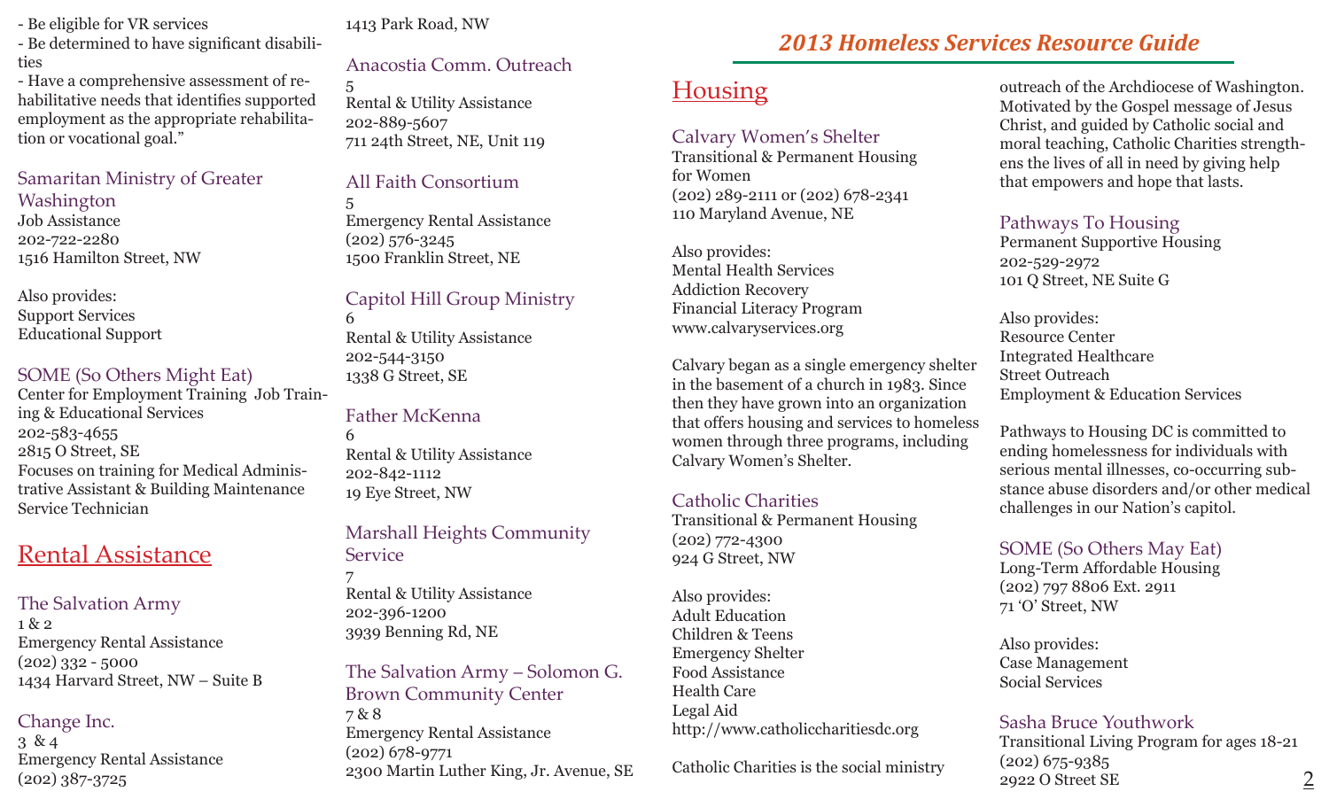- Be eligible for VR services
- Be determined to have significant disabilities
- Have a comprehensive assessment of rehabilitative needs that identifies supported employment as the appropriate rehabilitation or vocational goal."

### Samaritan Ministry of Greater Washington
Job Assistance
202-722-2280
1516 Hamilton Street, NW

Also provides:
Support Services
Educational Support

### SOME (So Others Might Eat)
Center for Employment Training Job Training & Educational Services
202-583-4655
2815 O Street, SE
Focuses on training for Medical Administrative Assistant & Building Maintenance Service Technician

## Rental Assistance

### The Salvation Army
1 & 2
Emergency Rental Assistance
(202) 332 - 5000
1434 Harvard Street, NW – Suite B

### Change Inc.
3 & 4
Emergency Rental Assistance
(202) 387-3725
1413 Park Road, NW

### Anacostia Comm. Outreach
5
Rental & Utility Assistance
202-889-5607
711 24th Street, NE, Unit 119

### All Faith Consortium
5
Emergency Rental Assistance
(202) 576-3245
1500 Franklin Street, NE

### Capitol Hill Group Ministry
6
Rental & Utility Assistance
202-544-3150
1338 G Street, SE

### Father McKenna
6
Rental & Utility Assistance
202-842-1112
19 Eye Street, NW

### Marshall Heights Community Service
7
Rental & Utility Assistance
202-396-1200
3939 Benning Rd, NE

### The Salvation Army – Solomon G. Brown Community Center
7 & 8
Emergency Rental Assistance
(202) 678-9771
2300 Martin Luther King, Jr. Avenue, SE

# 2013 Homeless Services Resource Guide

## Housing

### Calvary Women's Shelter
Transitional & Permanent Housing for Women
(202) 289-2111 or (202) 678-2341
110 Maryland Avenue, NE

Also provides:
Mental Health Services
Addiction Recovery
Financial Literacy Program
www.calvaryservices.org

Calvary began as a single emergency shelter in the basement of a church in 1983. Since then they have grown into an organization that offers housing and services to homeless women through three programs, including Calvary Women's Shelter.

### Catholic Charities
Transitional & Permanent Housing
(202) 772-4300
924 G Street, NW

Also provides:
Adult Education
Children & Teens
Emergency Shelter
Food Assistance
Health Care
Legal Aid
http://www.catholiccharitiesdc.org

Catholic Charities is the social ministry outreach of the Archdiocese of Washington. Motivated by the Gospel message of Jesus Christ, and guided by Catholic social and moral teaching, Catholic Charities strengthens the lives of all in need by giving help that empowers and hope that lasts.

### Pathways To Housing
Permanent Supportive Housing
202-529-2972
101 Q Street, NE Suite G

Also provides:
Resource Center
Integrated Healthcare
Street Outreach
Employment & Education Services

Pathways to Housing DC is committed to ending homelessness for individuals with serious mental illnesses, co-occurring substance abuse disorders and/or other medical challenges in our Nation's capitol.

### SOME (So Others May Eat)
Long-Term Affordable Housing
(202) 797 8806 Ext. 2911
71 'O' Street, NW

Also provides:
Case Management
Social Services

### Sasha Bruce Youthwork
Transitional Living Program for ages 18-21
(202) 675-9385
2922 O Street SE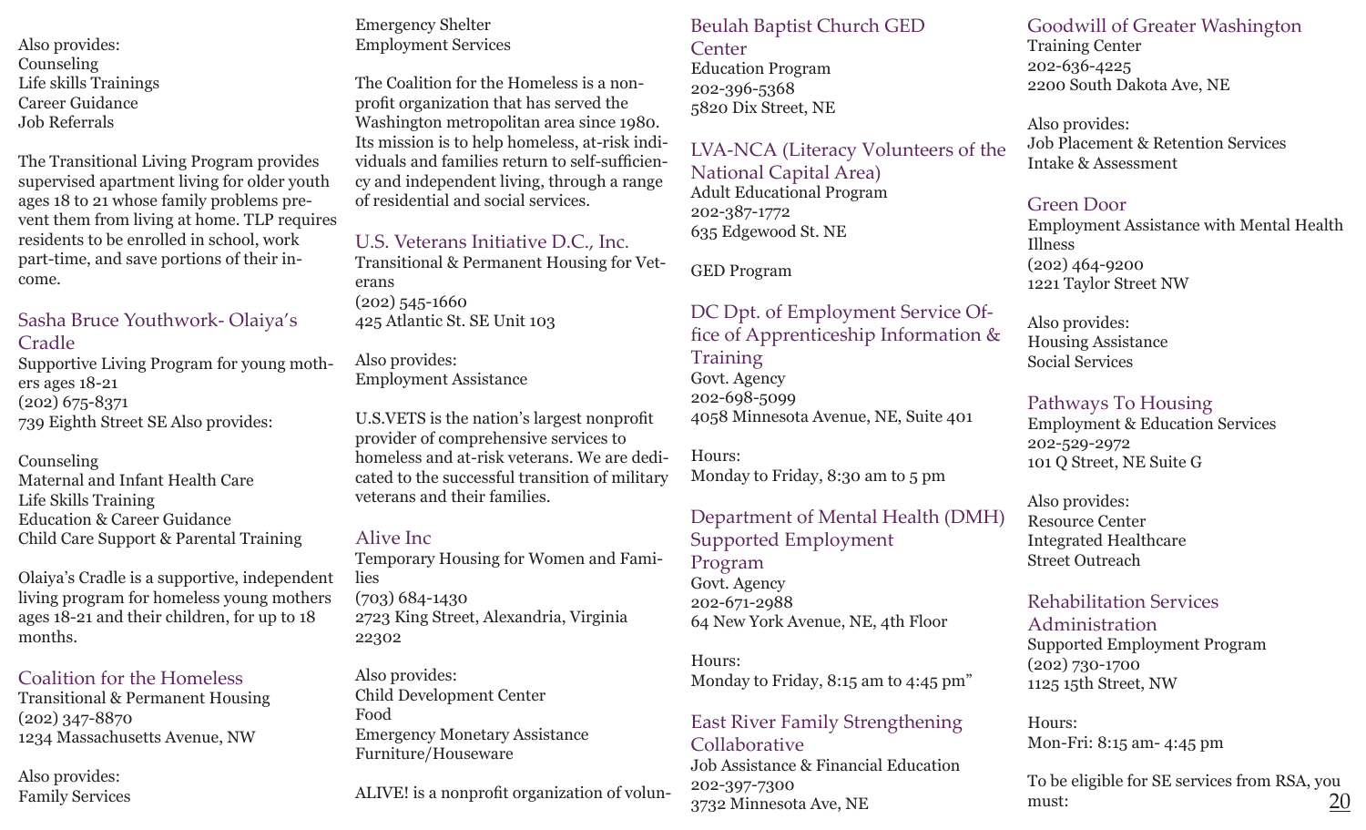Also provides:
Counseling
Life skills Trainings
Career Guidance
Job Referrals

The Transitional Living Program provides supervised apartment living for older youth ages 18 to 21 whose family problems prevent them from living at home. TLP requires residents to be enrolled in school, work part-time, and save portions of their income.

### Sasha Bruce Youthwork- Olaiya's Cradle

Supportive Living Program for young mothers ages 18-21
(202) 675-8371
739 Eighth Street SE Also provides:

Counseling
Maternal and Infant Health Care
Life Skills Training
Education & Career Guidance
Child Care Support & Parental Training

Olaiya's Cradle is a supportive, independent living program for homeless young mothers ages 18-21 and their children, for up to 18 months.

### Coalition for the Homeless

Transitional & Permanent Housing
(202) 347-8870
1234 Massachusetts Avenue, NW

Also provides:
Family Services
Emergency Shelter
Employment Services

The Coalition for the Homeless is a non-profit organization that has served the Washington metropolitan area since 1980. Its mission is to help homeless, at-risk individuals and families return to self-sufficiency and independent living, through a range of residential and social services.

### U.S. Veterans Initiative D.C., Inc.

Transitional & Permanent Housing for Veterans
(202) 545-1660
425 Atlantic St. SE Unit 103

Also provides:
Employment Assistance

U.S.VETS is the nation's largest nonprofit provider of comprehensive services to homeless and at-risk veterans. We are dedicated to the successful transition of military veterans and their families.

### Alive Inc

Temporary Housing for Women and Families
(703) 684-1430
2723 King Street, Alexandria, Virginia 22302

Also provides:
Child Development Center
Food
Emergency Monetary Assistance
Furniture/Houseware

ALIVE! is a nonprofit organization of volun-

### Beulah Baptist Church GED Center

Education Program
202-396-5368
5820 Dix Street, NE

### LVA-NCA (Literacy Volunteers of the National Capital Area)

Adult Educational Program
202-387-1772
635 Edgewood St. NE

GED Program

### DC Dpt. of Employment Service Office of Apprenticeship Information & Training

Govt. Agency
202-698-5099
4058 Minnesota Avenue, NE, Suite 401

Hours:
Monday to Friday, 8:30 am to 5 pm

### Department of Mental Health (DMH) Supported Employment Program

Govt. Agency
202-671-2988
64 New York Avenue, NE, 4th Floor

Hours:
Monday to Friday, 8:15 am to 4:45 pm"

### East River Family Strengthening Collaborative

Job Assistance & Financial Education
202-397-7300
3732 Minnesota Ave, NE

### Goodwill of Greater Washington

Training Center
202-636-4225
2200 South Dakota Ave, NE

Also provides:
Job Placement & Retention Services
Intake & Assessment

### Green Door

Employment Assistance with Mental Health Illness
(202) 464-9200
1221 Taylor Street NW

Also provides:
Housing Assistance
Social Services

### Pathways To Housing

Employment & Education Services
202-529-2972
101 Q Street, NE Suite G

Also provides:
Resource Center
Integrated Healthcare
Street Outreach

### Rehabilitation Services Administration

Supported Employment Program
(202) 730-1700
1125 15th Street, NW

Hours:
Mon-Fri: 8:15 am- 4:45 pm

To be eligible for SE services from RSA, you must: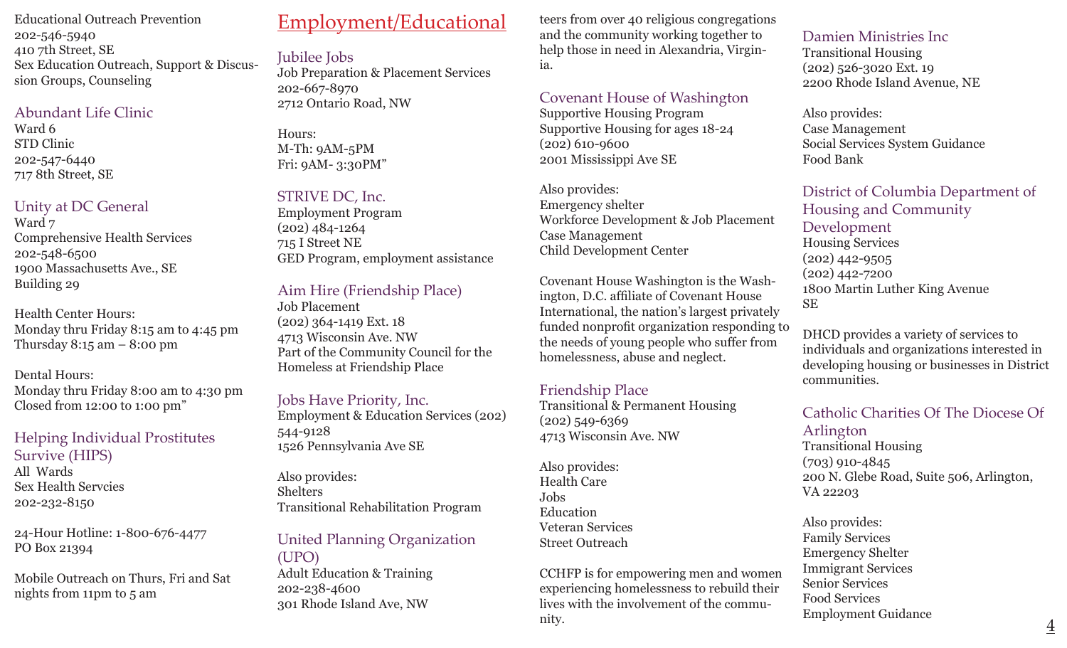Educational Outreach Prevention
202-546-5940
410 7th Street, SE
Sex Education Outreach, Support & Discussion Groups, Counseling

### Abundant Life Clinic

Ward 6
STD Clinic
202-547-6440
717 8th Street, SE

### Unity at DC General

Ward 7
Comprehensive Health Services
202-548-6500
1900 Massachusetts Ave., SE
Building 29

Health Center Hours:
Monday thru Friday 8:15 am to 4:45 pm
Thursday 8:15 am – 8:00 pm

Dental Hours:
Monday thru Friday 8:00 am to 4:30 pm
Closed from 12:00 to 1:00 pm"

### Helping Individual Prostitutes Survive (HIPS)

All Wards
Sex Health Servcies
202-232-8150

24-Hour Hotline: 1-800-676-4477
PO Box 21394

Mobile Outreach on Thurs, Fri and Sat nights from 11pm to 5 am

## Employment/Educational

### Jubilee Jobs

Job Preparation & Placement Services
202-667-8970
2712 Ontario Road, NW

Hours:
M-Th: 9AM-5PM
Fri: 9AM- 3:30PM"

### STRIVE DC, Inc.

Employment Program
(202) 484-1264
715 I Street NE
GED Program, employment assistance

### Aim Hire (Friendship Place)

Job Placement
(202) 364-1419 Ext. 18
4713 Wisconsin Ave. NW
Part of the Community Council for the Homeless at Friendship Place

### Jobs Have Priority, Inc.

Employment & Education Services (202) 544-9128
1526 Pennsylvania Ave SE

Also provides:
Shelters
Transitional Rehabilitation Program

### United Planning Organization (UPO)

Adult Education & Training
202-238-4600
301 Rhode Island Ave, NW

teers from over 40 religious congregations and the community working together to help those in need in Alexandria, Virginia.

### Covenant House of Washington

Supportive Housing Program
Supportive Housing for ages 18-24
(202) 610-9600
2001 Mississippi Ave SE

Also provides:
Emergency shelter
Workforce Development & Job Placement
Case Management
Child Development Center

Covenant House Washington is the Washington, D.C. affiliate of Covenant House International, the nation's largest privately funded nonprofit organization responding to the needs of young people who suffer from homelessness, abuse and neglect.

### Friendship Place

Transitional & Permanent Housing
(202) 549-6369
4713 Wisconsin Ave. NW

Also provides:
Health Care
Jobs
Education
Veteran Services
Street Outreach

CCHFP is for empowering men and women experiencing homelessness to rebuild their lives with the involvement of the community.

### Damien Ministries Inc

Transitional Housing
(202) 526-3020 Ext. 19
2200 Rhode Island Avenue, NE

Also provides:
Case Management
Social Services System Guidance
Food Bank

### District of Columbia Department of Housing and Community Development

Housing Services
(202) 442-9505
(202) 442-7200
1800 Martin Luther King Avenue SE

DHCD provides a variety of services to individuals and organizations interested in developing housing or businesses in District communities.

### Catholic Charities Of The Diocese Of Arlington

Transitional Housing
(703) 910-4845
200 N. Glebe Road, Suite 506, Arlington, VA 22203

Also provides:
Family Services
Emergency Shelter
Immigrant Services
Senior Services
Food Services
Employment Guidance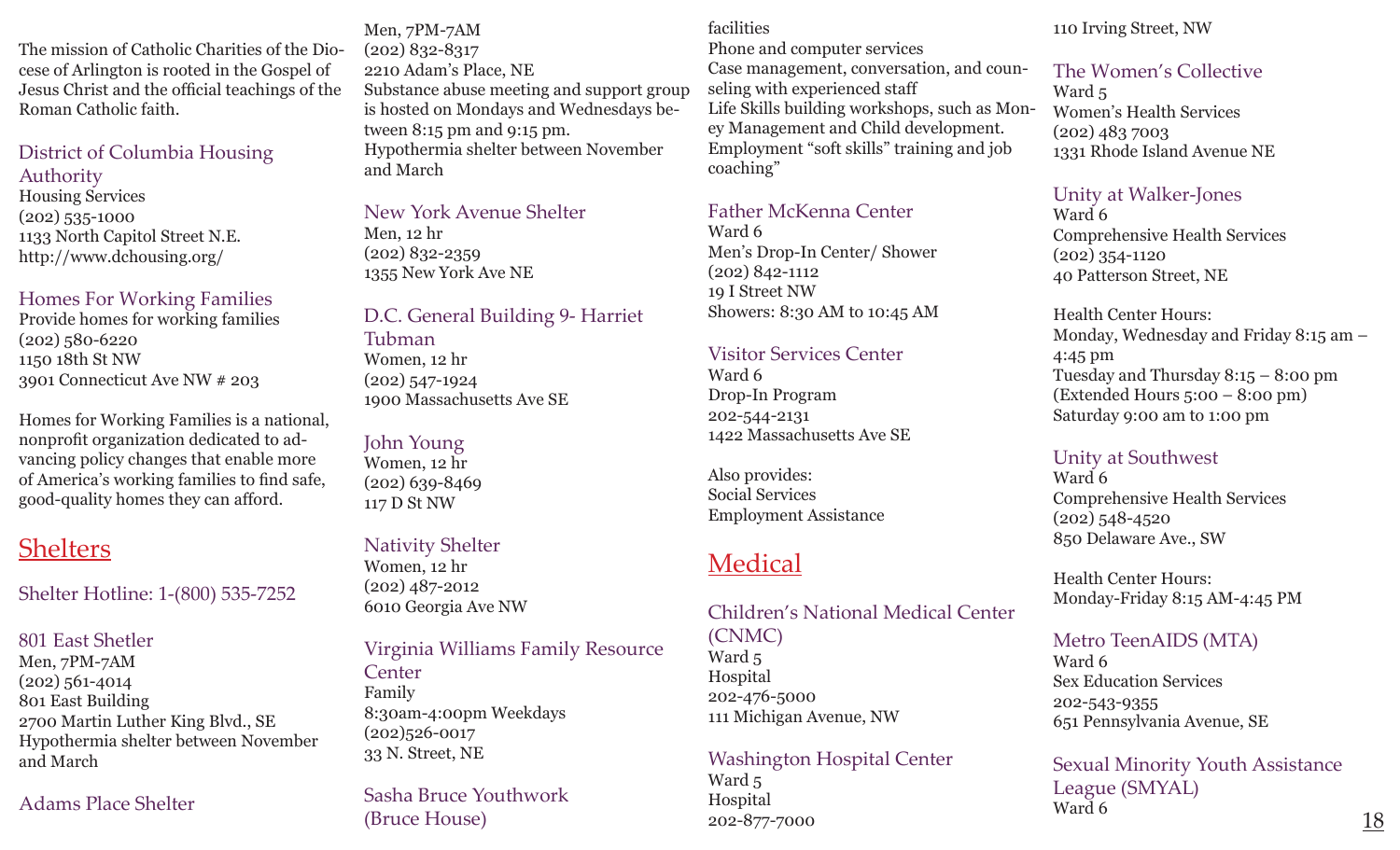The mission of Catholic Charities of the Diocese of Arlington is rooted in the Gospel of Jesus Christ and the official teachings of the Roman Catholic faith.

### District of Columbia Housing Authority

Housing Services
(202) 535-1000
1133 North Capitol Street N.E.
http://www.dchousing.org/

### Homes For Working Families

Provide homes for working families
(202) 580-6220
1150 18th St NW
3901 Connecticut Ave NW # 203

Homes for Working Families is a national, nonprofit organization dedicated to advancing policy changes that enable more of America's working families to find safe, good-quality homes they can afford.

## Shelters

Shelter Hotline: 1-(800) 535-7252

### 801 East Shetler

Men, 7PM-7AM
(202) 561-4014
801 East Building
2700 Martin Luther King Blvd., SE
Hypothermia shelter between November and March

### Adams Place Shelter

Men, 7PM-7AM
(202) 832-8317
2210 Adam's Place, NE
Substance abuse meeting and support group is hosted on Mondays and Wednesdays between 8:15 pm and 9:15 pm.
Hypothermia shelter between November and March

### New York Avenue Shelter

Men, 12 hr
(202) 832-2359
1355 New York Ave NE

### D.C. General Building 9- Harriet Tubman

Women, 12 hr
(202) 547-1924
1900 Massachusetts Ave SE

### John Young

Women, 12 hr
(202) 639-8469
117 D St NW

### Nativity Shelter

Women, 12 hr
(202) 487-2012
6010 Georgia Ave NW

### Virginia Williams Family Resource Center

Family
8:30am-4:00pm Weekdays
(202)526-0017
33 N. Street, NE

### Sasha Bruce Youthwork (Bruce House)

facilities
Phone and computer services
Case management, conversation, and counseling with experienced staff
Life Skills building workshops, such as Money Management and Child development.
Employment "soft skills" training and job coaching"

### Father McKenna Center

Ward 6
Men's Drop-In Center/ Shower
(202) 842-1112
19 I Street NW
Showers: 8:30 AM to 10:45 AM

### Visitor Services Center

Ward 6
Drop-In Program
202-544-2131
1422 Massachusetts Ave SE

Also provides:
Social Services
Employment Assistance

## Medical

### Children's National Medical Center (CNMC)

Ward 5
Hospital
202-476-5000
111 Michigan Avenue, NW

### Washington Hospital Center

Ward 5
Hospital
202-877-7000
110 Irving Street, NW

### The Women's Collective

Ward 5
Women's Health Services
(202) 483 7003
1331 Rhode Island Avenue NE

### Unity at Walker-Jones

Ward 6
Comprehensive Health Services
(202) 354-1120
40 Patterson Street, NE

Health Center Hours:
Monday, Wednesday and Friday 8:15 am – 4:45 pm
Tuesday and Thursday 8:15 – 8:00 pm (Extended Hours 5:00 – 8:00 pm)
Saturday 9:00 am to 1:00 pm

### Unity at Southwest

Ward 6
Comprehensive Health Services
(202) 548-4520
850 Delaware Ave., SW

Health Center Hours:
Monday-Friday 8:15 AM-4:45 PM

### Metro TeenAIDS (MTA)

Ward 6
Sex Education Services
202-543-9355
651 Pennsylvania Avenue, SE

### Sexual Minority Youth Assistance League (SMYAL)

Ward 6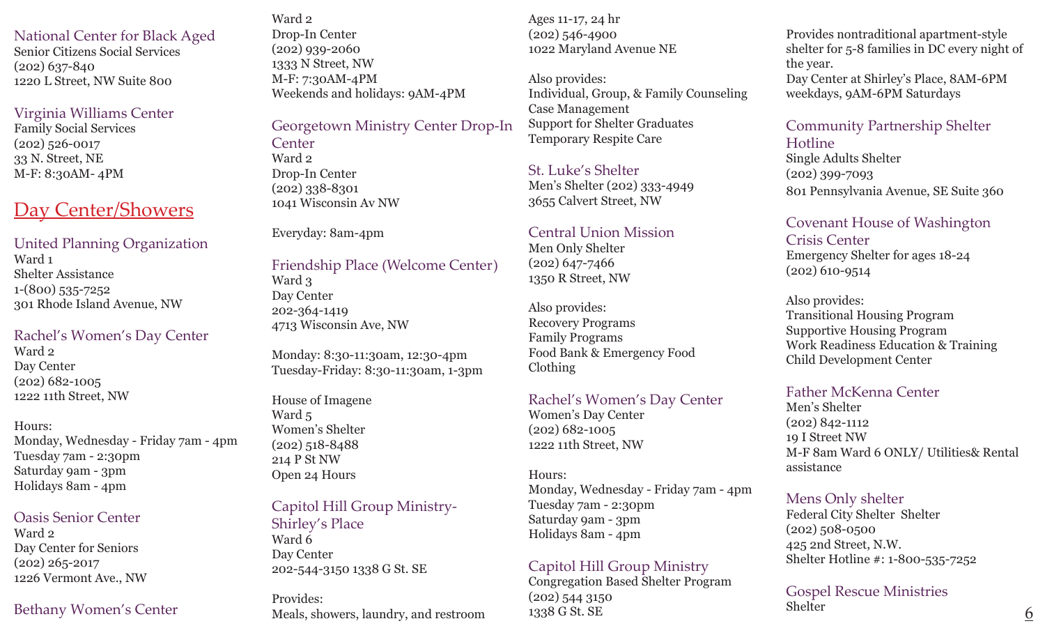### National Center for Black Aged

Senior Citizens Social Services
(202) 637-840
1220 L Street, NW Suite 800

### Virginia Williams Center

Family Social Services
(202) 526-0017
33 N. Street, NE
M-F: 8:30AM- 4PM

## Day Center/Showers

### United Planning Organization

Ward 1
Shelter Assistance
1-(800) 535-7252
301 Rhode Island Avenue, NW

### Rachel's Women's Day Center

Ward 2
Day Center
(202) 682-1005
1222 11th Street, NW

Hours:
Monday, Wednesday - Friday 7am - 4pm
Tuesday 7am - 2:30pm
Saturday 9am - 3pm
Holidays 8am - 4pm

### Oasis Senior Center

Ward 2
Day Center for Seniors
(202) 265-2017
1226 Vermont Ave., NW

### Bethany Women's Center

Ward 2
Drop-In Center
(202) 939-2060
1333 N Street, NW
M-F: 7:30AM-4PM
Weekends and holidays: 9AM-4PM

### Georgetown Ministry Center Drop-In Center

Ward 2
Drop-In Center
(202) 338-8301
1041 Wisconsin Av NW

Everyday: 8am-4pm

### Friendship Place (Welcome Center)

Ward 3
Day Center
202-364-1419
4713 Wisconsin Ave, NW

Monday: 8:30-11:30am, 12:30-4pm
Tuesday-Friday: 8:30-11:30am, 1-3pm

House of Imagene
Ward 5
Women's Shelter
(202) 518-8488
214 P St NW
Open 24 Hours

### Capitol Hill Group Ministry- Shirley's Place

Ward 6
Day Center
202-544-3150 1338 G St. SE

Provides:
Meals, showers, laundry, and restroom

Ages 11-17, 24 hr
(202) 546-4900
1022 Maryland Avenue NE

Also provides:
Individual, Group, & Family Counseling
Case Management
Support for Shelter Graduates
Temporary Respite Care

### St. Luke's Shelter

Men's Shelter (202) 333-4949
3655 Calvert Street, NW

### Central Union Mission

Men Only Shelter
(202) 647-7466
1350 R Street, NW

Also provides:
Recovery Programs
Family Programs
Food Bank & Emergency Food
Clothing

### Rachel's Women's Day Center

Women's Day Center
(202) 682-1005
1222 11th Street, NW

Hours:
Monday, Wednesday - Friday 7am - 4pm
Tuesday 7am - 2:30pm
Saturday 9am - 3pm
Holidays 8am - 4pm

### Capitol Hill Group Ministry

Congregation Based Shelter Program
(202) 544 3150
1338 G St. SE

Provides nontraditional apartment-style shelter for 5-8 families in DC every night of the year.
Day Center at Shirley's Place, 8AM-6PM weekdays, 9AM-6PM Saturdays

### Community Partnership Shelter Hotline

Single Adults Shelter
(202) 399-7093
801 Pennsylvania Avenue, SE Suite 360

### Covenant House of Washington Crisis Center

Emergency Shelter for ages 18-24
(202) 610-9514

Also provides:
Transitional Housing Program
Supportive Housing Program
Work Readiness Education & Training
Child Development Center

### Father McKenna Center

Men's Shelter
(202) 842-1112
19 I Street NW
M-F 8am Ward 6 ONLY/ Utilities& Rental assistance

### Mens Only shelter

Federal City Shelter Shelter
(202) 508-0500
425 2nd Street, N.W.
Shelter Hotline #: 1-800-535-7252

### Gospel Rescue Ministries

Shelter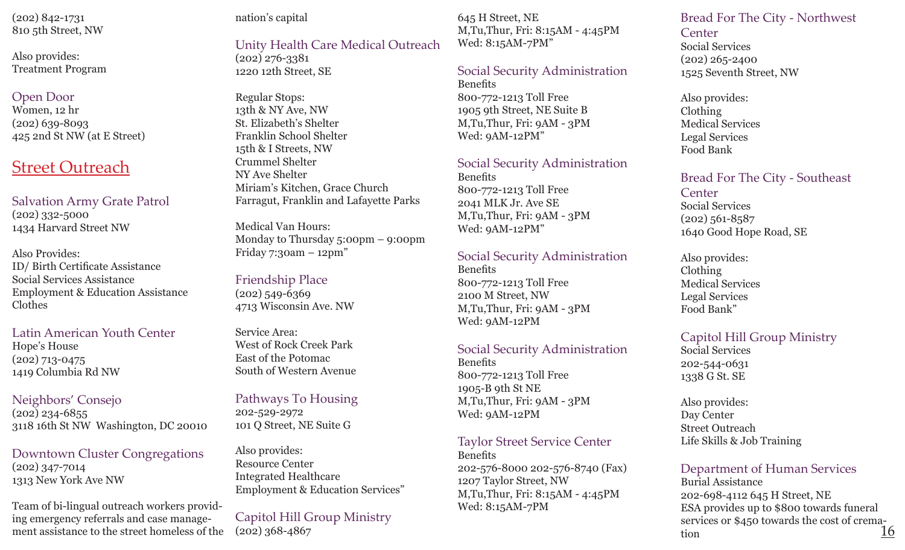(202) 842-1731
810 5th Street, NW

Also provides:
Treatment Program

### Open Door
Women, 12 hr
(202) 639-8093
425 2nd St NW (at E Street)

## Street Outreach

### Salvation Army Grate Patrol
(202) 332-5000
1434 Harvard Street NW

Also Provides:
ID/ Birth Certificate Assistance
Social Services Assistance
Employment & Education Assistance
Clothes

### Latin American Youth Center
Hope's House
(202) 713-0475
1419 Columbia Rd NW

### Neighbors' Consejo
(202) 234-6855
3118 16th St NW Washington, DC 20010

### Downtown Cluster Congregations
(202) 347-7014
1313 New York Ave NW

Team of bi-lingual outreach workers providing emergency referrals and case management assistance to the street homeless of the nation's capital

### Unity Health Care Medical Outreach
(202) 276-3381
1220 12th Street, SE

Regular Stops:
13th & NY Ave, NW
St. Elizabeth's Shelter
Franklin School Shelter
15th & I Streets, NW
Crummel Shelter
NY Ave Shelter
Miriam's Kitchen, Grace Church
Farragut, Franklin and Lafayette Parks

Medical Van Hours:
Monday to Thursday 5:00pm – 9:00pm
Friday 7:30am – 12pm"

### Friendship Place
(202) 549-6369
4713 Wisconsin Ave. NW

Service Area:
West of Rock Creek Park
East of the Potomac
South of Western Avenue

### Pathways To Housing
202-529-2972
101 Q Street, NE Suite G

Also provides:
Resource Center
Integrated Healthcare
Employment & Education Services"

### Capitol Hill Group Ministry
(202) 368-4867
645 H Street, NE
M,Tu,Thur, Fri: 8:15AM - 4:45PM
Wed: 8:15AM-7PM"

### Social Security Administration
Benefits
800-772-1213 Toll Free
1905 9th Street, NE Suite B
M,Tu,Thur, Fri: 9AM - 3PM
Wed: 9AM-12PM"

### Social Security Administration
Benefits
800-772-1213 Toll Free
2041 MLK Jr. Ave SE
M,Tu,Thur, Fri: 9AM - 3PM
Wed: 9AM-12PM"

### Social Security Administration
Benefits
800-772-1213 Toll Free
2100 M Street, NW
M,Tu,Thur, Fri: 9AM - 3PM
Wed: 9AM-12PM

### Social Security Administration
Benefits
800-772-1213 Toll Free
1905-B 9th St NE
M,Tu,Thur, Fri: 9AM - 3PM
Wed: 9AM-12PM

### Taylor Street Service Center
Benefits
202-576-8000 202-576-8740 (Fax)
1207 Taylor Street, NW
M,Tu,Thur, Fri: 8:15AM - 4:45PM
Wed: 8:15AM-7PM

### Bread For The City - Northwest Center
Social Services
(202) 265-2400
1525 Seventh Street, NW

Also provides:
Clothing
Medical Services
Legal Services
Food Bank

### Bread For The City - Southeast Center
Social Services
(202) 561-8587
1640 Good Hope Road, SE

Also provides:
Clothing
Medical Services
Legal Services
Food Bank"

### Capitol Hill Group Ministry
Social Services
202-544-0631
1338 G St. SE

Also provides:
Day Center
Street Outreach
Life Skills & Job Training

### Department of Human Services
Burial Assistance
202-698-4112 645 H Street, NE
ESA provides up to $800 towards funeral services or $450 towards the cost of cremation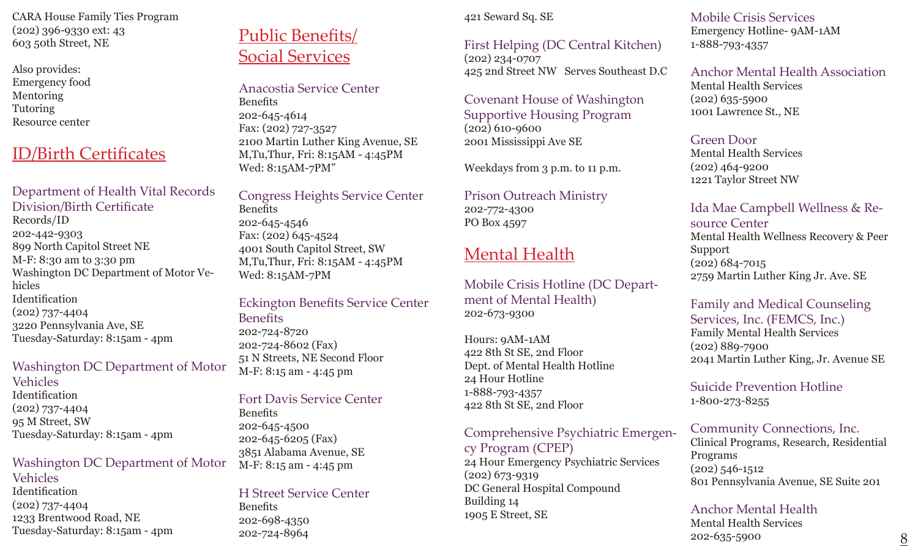CARA House Family Ties Program
(202) 396-9330 ext: 43
603 50th Street, NE

Also provides:
Emergency food
Mentoring
Tutoring
Resource center

## ID/Birth Certificates

### Department of Health Vital Records Division/Birth Certificate

Records/ID
202-442-9303
899 North Capitol Street NE
M-F: 8:30 am to 3:30 pm
Washington DC Department of Motor Vehicles
Identification
(202) 737-4404
3220 Pennsylvania Ave, SE
Tuesday-Saturday: 8:15am - 4pm

### Washington DC Department of Motor Vehicles

Identification
(202) 737-4404
95 M Street, SW
Tuesday-Saturday: 8:15am - 4pm

### Washington DC Department of Motor Vehicles

Identification
(202) 737-4404
1233 Brentwood Road, NE
Tuesday-Saturday: 8:15am - 4pm

## Public Benefits/ Social Services

### Anacostia Service Center

Benefits
202-645-4614
Fax: (202) 727-3527
2100 Martin Luther King Avenue, SE
M,Tu,Thur, Fri: 8:15AM - 4:45PM
Wed: 8:15AM-7PM"

### Congress Heights Service Center

Benefits
202-645-4546
Fax: (202) 645-4524
4001 South Capitol Street, SW
M,Tu,Thur, Fri: 8:15AM - 4:45PM
Wed: 8:15AM-7PM

### Eckington Benefits Service Center Benefits

202-724-8720
202-724-8602 (Fax)
51 N Streets, NE Second Floor
M-F: 8:15 am - 4:45 pm

### Fort Davis Service Center

Benefits
202-645-4500
202-645-6205 (Fax)
3851 Alabama Avenue, SE
M-F: 8:15 am - 4:45 pm

### H Street Service Center

Benefits
202-698-4350
202-724-8964
421 Seward Sq. SE

### First Helping (DC Central Kitchen)

(202) 234-0707
425 2nd Street NW Serves Southeast D.C

### Covenant House of Washington Supportive Housing Program

(202) 610-9600
2001 Mississippi Ave SE

Weekdays from 3 p.m. to 11 p.m.

### Prison Outreach Ministry

202-772-4300
PO Box 4597

## Mental Health

### Mobile Crisis Hotline (DC Department of Mental Health)

202-673-9300

Hours: 9AM-1AM
422 8th St SE, 2nd Floor
Dept. of Mental Health Hotline
24 Hour Hotline
1-888-793-4357
422 8th St SE, 2nd Floor

### Comprehensive Psychiatric Emergency Program (CPEP)

24 Hour Emergency Psychiatric Services
(202) 673-9319
DC General Hospital Compound
Building 14
1905 E Street, SE

### Mobile Crisis Services

Emergency Hotline- 9AM-1AM
1-888-793-4357

### Anchor Mental Health Association

Mental Health Services
(202) 635-5900
1001 Lawrence St., NE

### Green Door

Mental Health Services
(202) 464-9200
1221 Taylor Street NW

### Ida Mae Campbell Wellness & Resource Center

Mental Health Wellness Recovery & Peer Support
(202) 684-7015
2759 Martin Luther King Jr. Ave. SE

### Family and Medical Counseling Services, Inc. (FEMCS, Inc.)

Family Mental Health Services
(202) 889-7900
2041 Martin Luther King, Jr. Avenue SE

### Suicide Prevention Hotline

1-800-273-8255

### Community Connections, Inc.

Clinical Programs, Research, Residential Programs
(202) 546-1512
801 Pennsylvania Avenue, SE Suite 201

### Anchor Mental Health

Mental Health Services
202-635-5900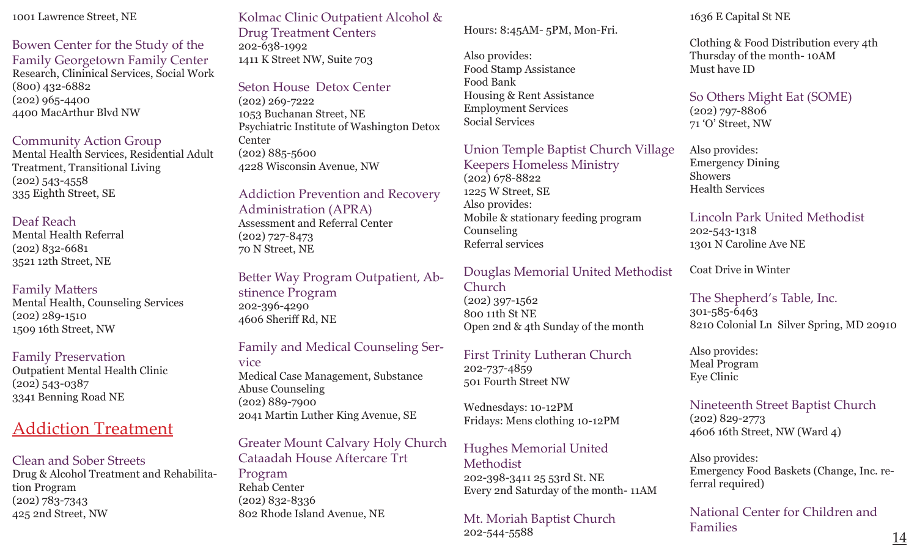1001 Lawrence Street, NE

### Bowen Center for the Study of the Family Georgetown Family Center
Research, Clinincal Services, Social Work
(800) 432-6882
(202) 965-4400
4400 MacArthur Blvd NW

### Community Action Group
Mental Health Services, Residential Adult Treatment, Transitional Living
(202) 543-4558
335 Eighth Street, SE

### Deaf Reach
Mental Health Referral
(202) 832-6681
3521 12th Street, NE

### Family Matters
Mental Health, Counseling Services
(202) 289-1510
1509 16th Street, NW

### Family Preservation
Outpatient Mental Health Clinic
(202) 543-0387
3341 Benning Road NE

## Addiction Treatment

### Clean and Sober Streets
Drug & Alcohol Treatment and Rehabilitation Program
(202) 783-7343
425 2nd Street, NW

### Kolmac Clinic Outpatient Alcohol & Drug Treatment Centers
202-638-1992
1411 K Street NW, Suite 703

### Seton House Detox Center
(202) 269-7222
1053 Buchanan Street, NE
Psychiatric Institute of Washington Detox Center
(202) 885-5600
4228 Wisconsin Avenue, NW

### Addiction Prevention and Recovery Administration (APRA)
Assessment and Referral Center
(202) 727-8473
70 N Street, NE

### Better Way Program Outpatient, Abstinence Program
202-396-4290
4606 Sheriff Rd, NE

### Family and Medical Counseling Service
Medical Case Management, Substance Abuse Counseling
(202) 889-7900
2041 Martin Luther King Avenue, SE

### Greater Mount Calvary Holy Church Cataadah House Aftercare Trt Program
Rehab Center
(202) 832-8336
802 Rhode Island Avenue, NE

Hours: 8:45AM- 5PM, Mon-Fri.

Also provides:
Food Stamp Assistance
Food Bank
Housing & Rent Assistance
Employment Services
Social Services

### Union Temple Baptist Church Village Keepers Homeless Ministry
(202) 678-8822
1225 W Street, SE
Also provides:
Mobile & stationary feeding program
Counseling
Referral services

### Douglas Memorial United Methodist Church
(202) 397-1562
800 11th St NE
Open 2nd & 4th Sunday of the month

### First Trinity Lutheran Church
202-737-4859
501 Fourth Street NW

Wednesdays: 10-12PM
Fridays: Mens clothing 10-12PM

### Hughes Memorial United Methodist
202-398-3411 25 53rd St. NE
Every 2nd Saturday of the month- 11AM

### Mt. Moriah Baptist Church
202-544-5588
1636 E Capital St NE

Clothing & Food Distribution every 4th Thursday of the month- 10AM
Must have ID

### So Others Might Eat (SOME)
(202) 797-8806
71 'O' Street, NW

Also provides:
Emergency Dining
Showers
Health Services

### Lincoln Park United Methodist
202-543-1318
1301 N Caroline Ave NE

Coat Drive in Winter

### The Shepherd's Table, Inc.
301-585-6463
8210 Colonial Ln Silver Spring, MD 20910

Also provides:
Meal Program
Eye Clinic

### Nineteenth Street Baptist Church
(202) 829-2773
4606 16th Street, NW (Ward 4)

Also provides:
Emergency Food Baskets (Change, Inc. referral required)

### National Center for Children and Families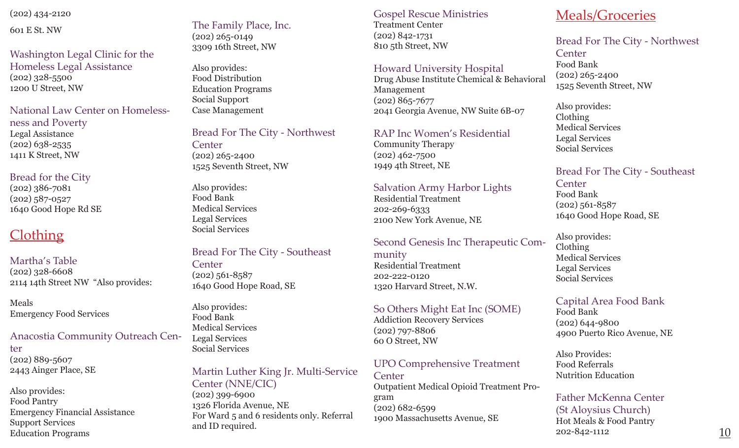(202) 434-2120

601 E St. NW

### Washington Legal Clinic for the Homeless Legal Assistance
(202) 328-5500
1200 U Street, NW

### National Law Center on Homelessness and Poverty
Legal Assistance
(202) 638-2535
1411 K Street, NW

### Bread for the City
(202) 386-7081
(202) 587-0527
1640 Good Hope Rd SE

## Clothing

### Martha's Table
(202) 328-6608
2114 14th Street NW "Also provides:

Meals
Emergency Food Services

### Anacostia Community Outreach Center
(202) 889-5607
2443 Ainger Place, SE

Also provides:
Food Pantry
Emergency Financial Assistance
Support Services
Education Programs

### The Family Place, Inc.
(202) 265-0149
3309 16th Street, NW

Also provides:
Food Distribution
Education Programs
Social Support
Case Management

### Bread For The City - Northwest Center
(202) 265-2400
1525 Seventh Street, NW

Also provides:
Food Bank
Medical Services
Legal Services
Social Services

### Bread For The City - Southeast Center
(202) 561-8587
1640 Good Hope Road, SE

Also provides:
Food Bank
Medical Services
Legal Services
Social Services

### Martin Luther King Jr. Multi-Service Center (NNE/CIC)
(202) 399-6900
1326 Florida Avenue, NE
For Ward 5 and 6 residents only. Referral and ID required.

### Gospel Rescue Ministries
Treatment Center
(202) 842-1731
810 5th Street, NW

### Howard University Hospital
Drug Abuse Institute Chemical & Behavioral Management
(202) 865-7677
2041 Georgia Avenue, NW Suite 6B-07

### RAP Inc Women's Residential
Community Therapy
(202) 462-7500
1949 4th Street, NE

### Salvation Army Harbor Lights
Residential Treatment
202-269-6333
2100 New York Avenue, NE

### Second Genesis Inc Therapeutic Community
Residential Treatment
202-222-0120
1320 Harvard Street, N.W.

### So Others Might Eat Inc (SOME)
Addiction Recovery Services
(202) 797-8806
60 O Street, NW

### UPO Comprehensive Treatment Center
Outpatient Medical Opioid Treatment Program
(202) 682-6599
1900 Massachusetts Avenue, SE

## Meals/Groceries

### Bread For The City - Northwest Center
Food Bank
(202) 265-2400
1525 Seventh Street, NW

Also provides:
Clothing
Medical Services
Legal Services
Social Services

### Bread For The City - Southeast Center
Food Bank
(202) 561-8587
1640 Good Hope Road, SE

Also provides:
Clothing
Medical Services
Legal Services
Social Services

### Capital Area Food Bank
Food Bank
(202) 644-9800
4900 Puerto Rico Avenue, NE

Also Provides:
Food Referrals
Nutrition Education

### Father McKenna Center (St Aloysius Church)
Hot Meals & Food Pantry
202-842-1112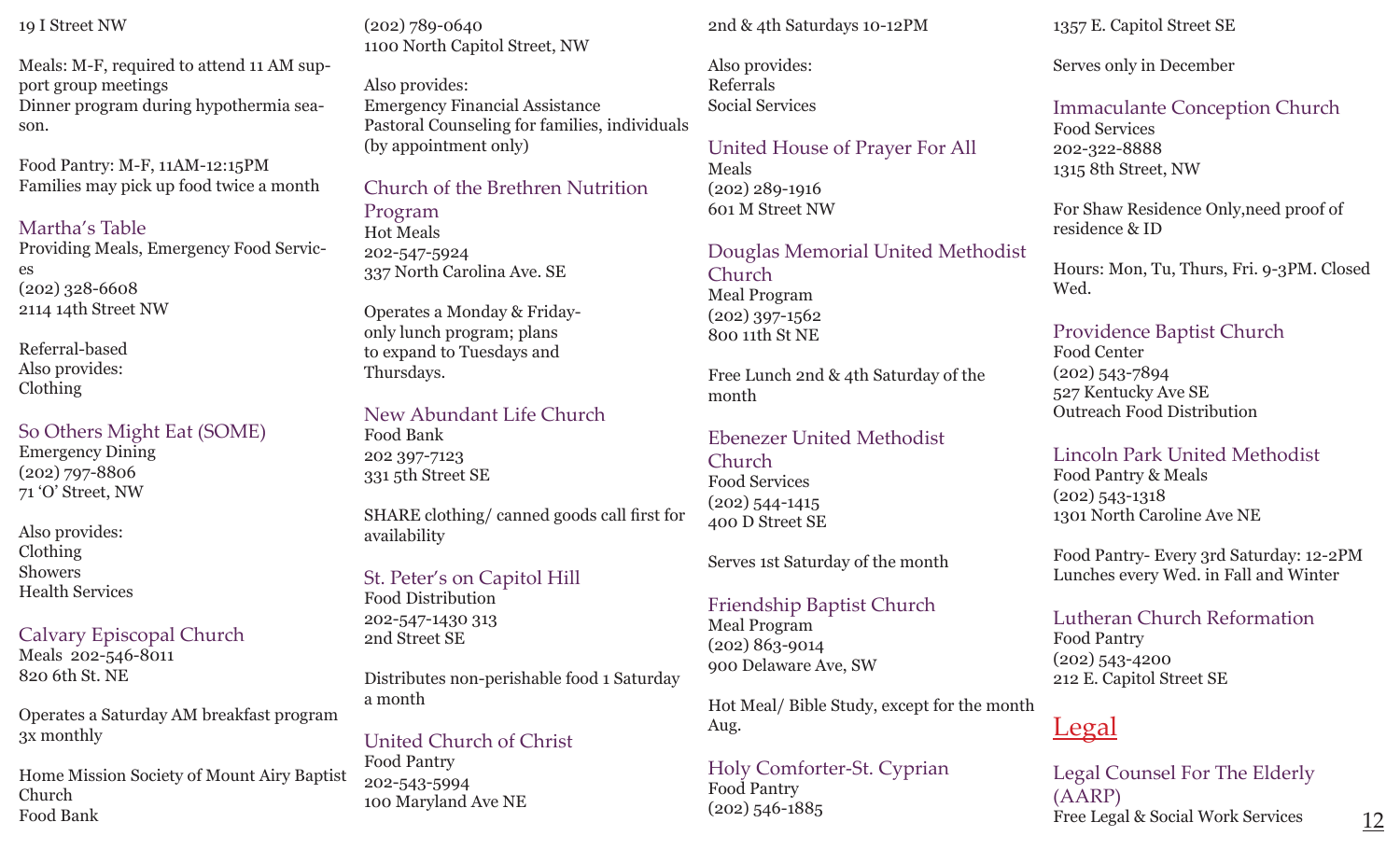19 I Street NW

Meals: M-F, required to attend 11 AM support group meetings
Dinner program during hypothermia season.

Food Pantry: M-F, 11AM-12:15PM
Families may pick up food twice a month

### Martha's Table

Providing Meals, Emergency Food Services
(202) 328-6608
2114 14th Street NW

Referral-based
Also provides:
Clothing

### So Others Might Eat (SOME)

Emergency Dining
(202) 797-8806
71 'O' Street, NW

Also provides:
Clothing
Showers
Health Services

### Calvary Episcopal Church

Meals 202-546-8011
820 6th St. NE

Operates a Saturday AM breakfast program 3x monthly

Home Mission Society of Mount Airy Baptist Church
Food Bank
(202) 789-0640
1100 North Capitol Street, NW

Also provides:
Emergency Financial Assistance
Pastoral Counseling for families, individuals (by appointment only)

### Church of the Brethren Nutrition Program

Hot Meals
202-547-5924
337 North Carolina Ave. SE

Operates a Monday & Friday-only lunch program; plans to expand to Tuesdays and Thursdays.

### New Abundant Life Church

Food Bank
202 397-7123
331 5th Street SE

SHARE clothing/ canned goods call first for availability

### St. Peter's on Capitol Hill

Food Distribution
202-547-1430 313
2nd Street SE

Distributes non-perishable food 1 Saturday a month

### United Church of Christ

Food Pantry
202-543-5994
100 Maryland Ave NE
2nd & 4th Saturdays 10-12PM

Also provides:
Referrals
Social Services

### United House of Prayer For All

Meals
(202) 289-1916
601 M Street NW

### Douglas Memorial United Methodist Church

Meal Program
(202) 397-1562
800 11th St NE

Free Lunch 2nd & 4th Saturday of the month

### Ebenezer United Methodist Church

Food Services
(202) 544-1415
400 D Street SE

Serves 1st Saturday of the month

### Friendship Baptist Church

Meal Program
(202) 863-9014
900 Delaware Ave, SW

Hot Meal/ Bible Study, except for the month Aug.

### Holy Comforter-St. Cyprian

Food Pantry
(202) 546-1885
1357 E. Capitol Street SE

Serves only in December

### Immaculante Conception Church

Food Services
202-322-8888
1315 8th Street, NW

For Shaw Residence Only,need proof of residence & ID

Hours: Mon, Tu, Thurs, Fri. 9-3PM. Closed Wed.

### Providence Baptist Church

Food Center
(202) 543-7894
527 Kentucky Ave SE
Outreach Food Distribution

### Lincoln Park United Methodist

Food Pantry & Meals
(202) 543-1318
1301 North Caroline Ave NE

Food Pantry- Every 3rd Saturday: 12-2PM
Lunches every Wed. in Fall and Winter

### Lutheran Church Reformation

Food Pantry
(202) 543-4200
212 E. Capitol Street SE

## Legal

### Legal Counsel For The Elderly (AARP)

Free Legal & Social Work Services